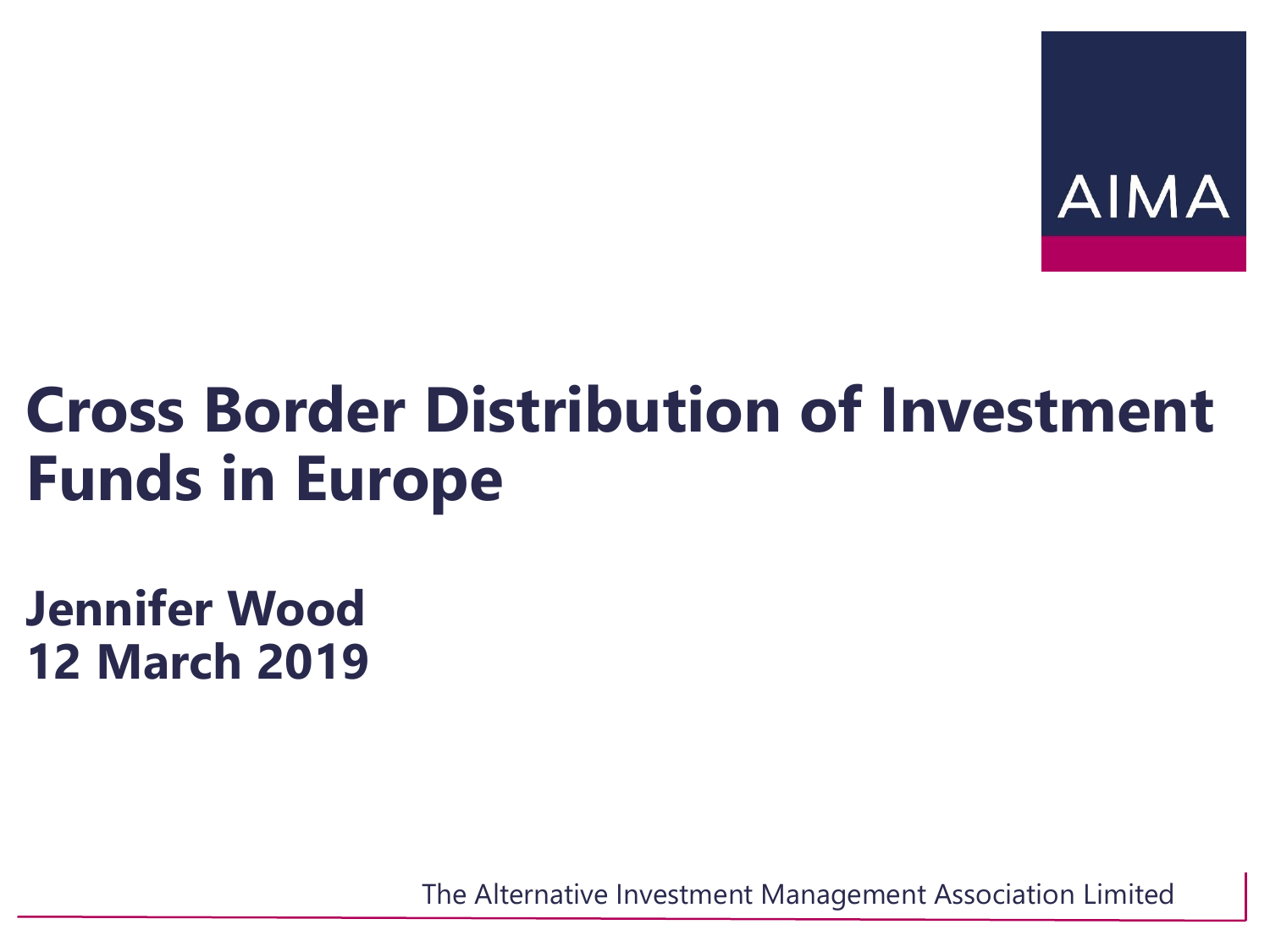AIMA

# Cross Border Distribution of Investment Funds in Europe

**Jennifer Wood**
**12 March 2019**

The Alternative Investment Management Association Limited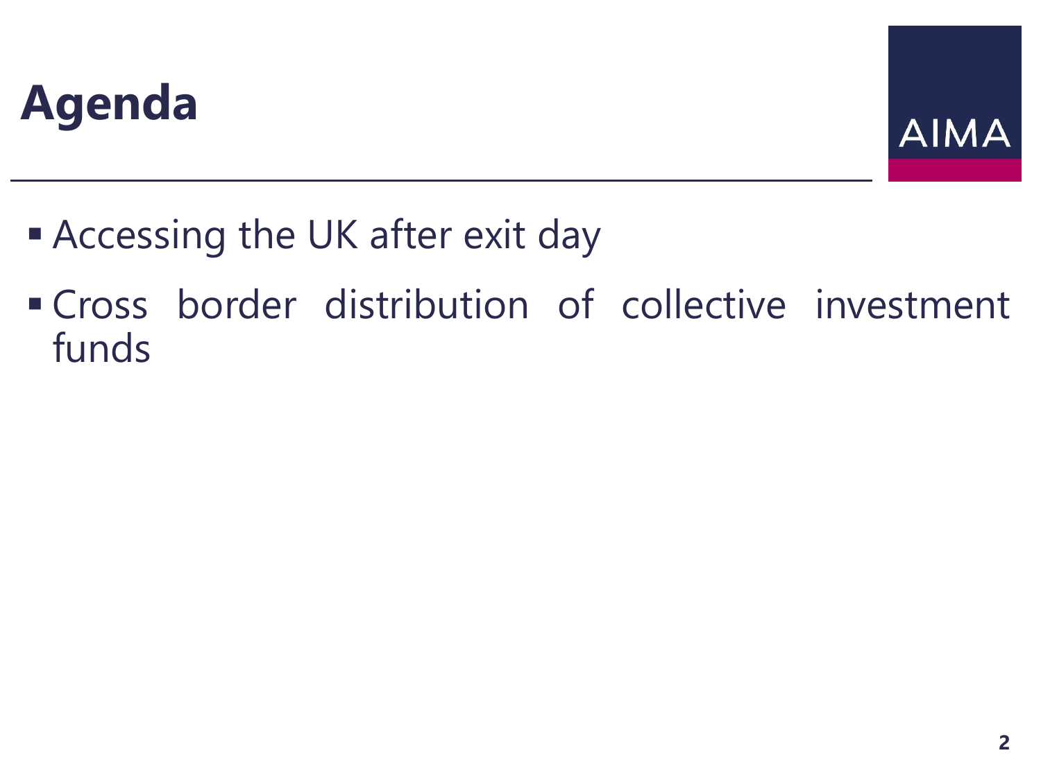# Agenda

- Accessing the UK after exit day
- Cross border distribution of collective investment funds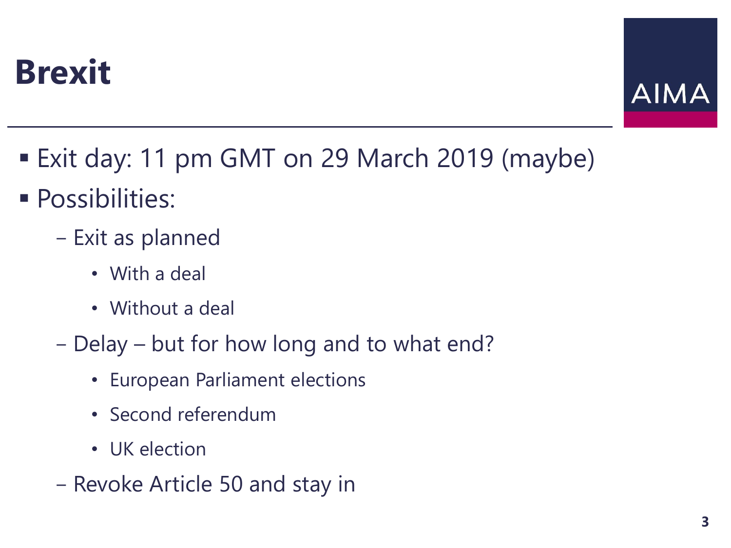# Brexit

- Exit day: 11 pm GMT on 29 March 2019 (maybe)
- Possibilities:
  - Exit as planned
    - With a deal
    - Without a deal
  - Delay – but for how long and to what end?
    - European Parliament elections
    - Second referendum
    - UK election
  - Revoke Article 50 and stay in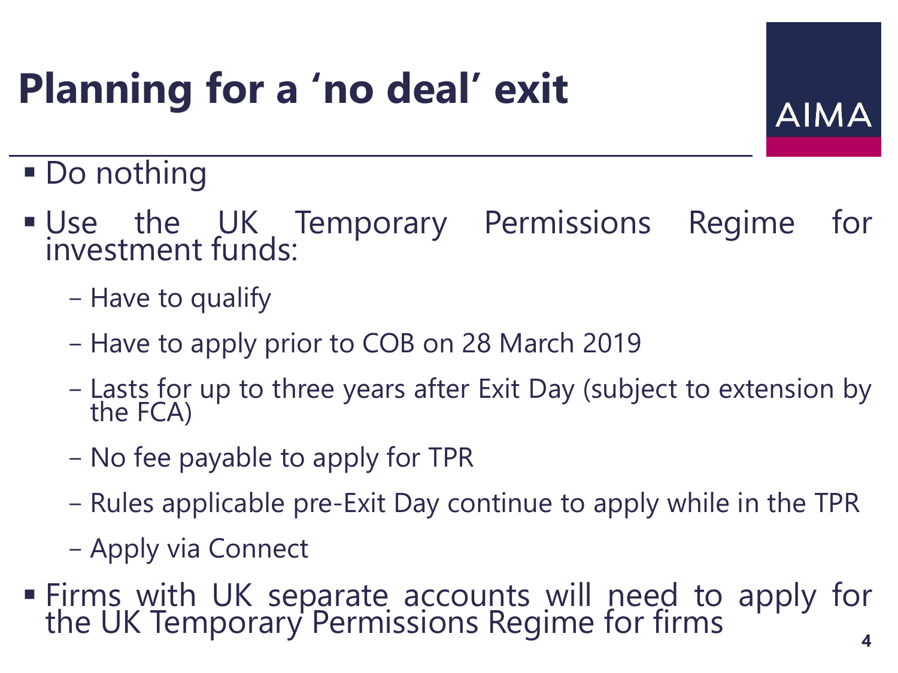# Planning for a 'no deal' exit

- Do nothing
- Use the UK Temporary Permissions Regime for investment funds:
  - Have to qualify
  - Have to apply prior to COB on 28 March 2019
  - Lasts for up to three years after Exit Day (subject to extension by the FCA)
  - No fee payable to apply for TPR
  - Rules applicable pre-Exit Day continue to apply while in the TPR
  - Apply via Connect
- Firms with UK separate accounts will need to apply for the UK Temporary Permissions Regime for firms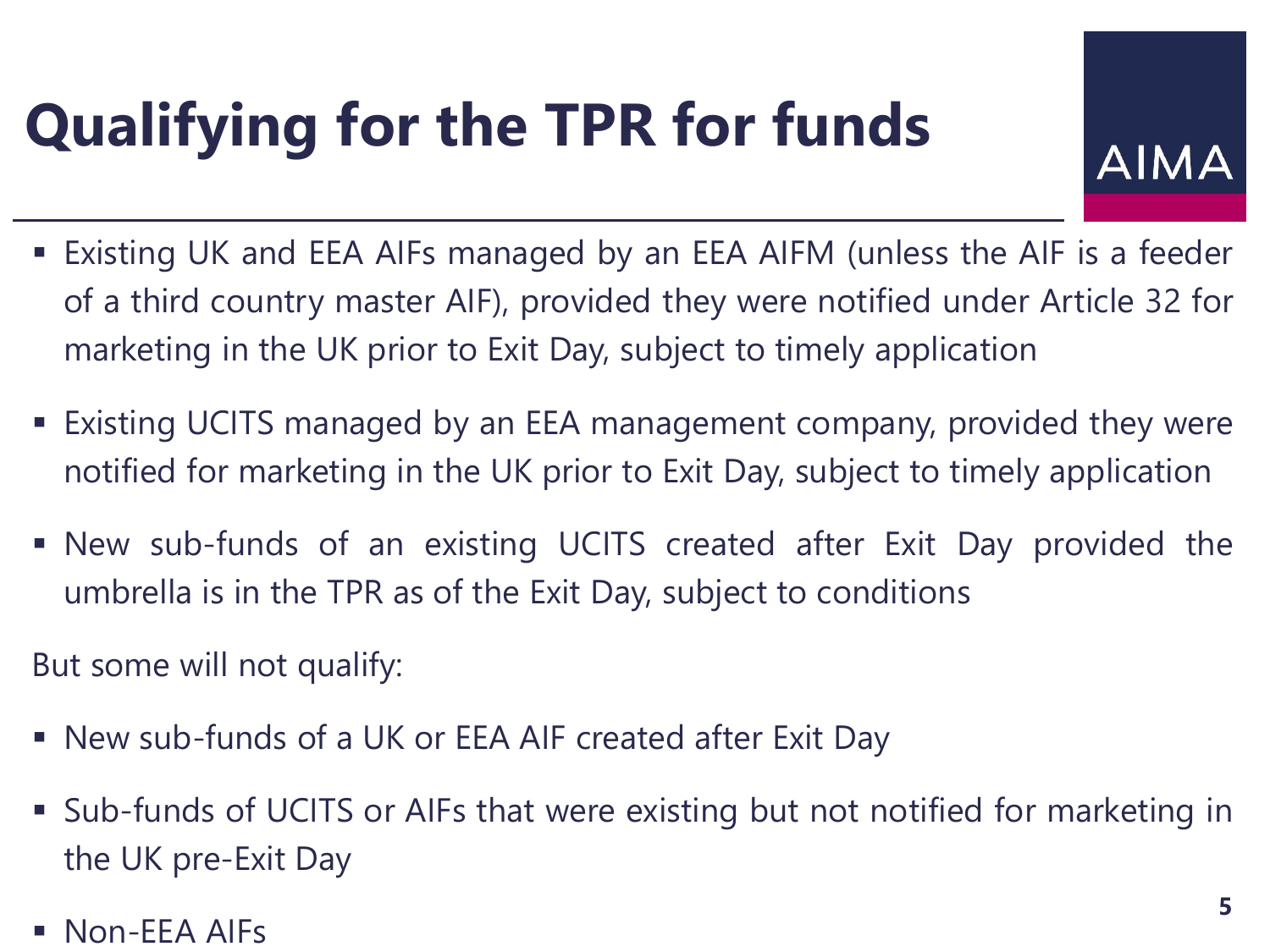# Qualifying for the TPR for funds

- Existing UK and EEA AIFs managed by an EEA AIFM (unless the AIF is a feeder of a third country master AIF), provided they were notified under Article 32 for marketing in the UK prior to Exit Day, subject to timely application
- Existing UCITS managed by an EEA management company, provided they were notified for marketing in the UK prior to Exit Day, subject to timely application
- New sub-funds of an existing UCITS created after Exit Day provided the umbrella is in the TPR as of the Exit Day, subject to conditions

But some will not qualify:

- New sub-funds of a UK or EEA AIF created after Exit Day
- Sub-funds of UCITS or AIFs that were existing but not notified for marketing in the UK pre-Exit Day
- Non-EEA AIFs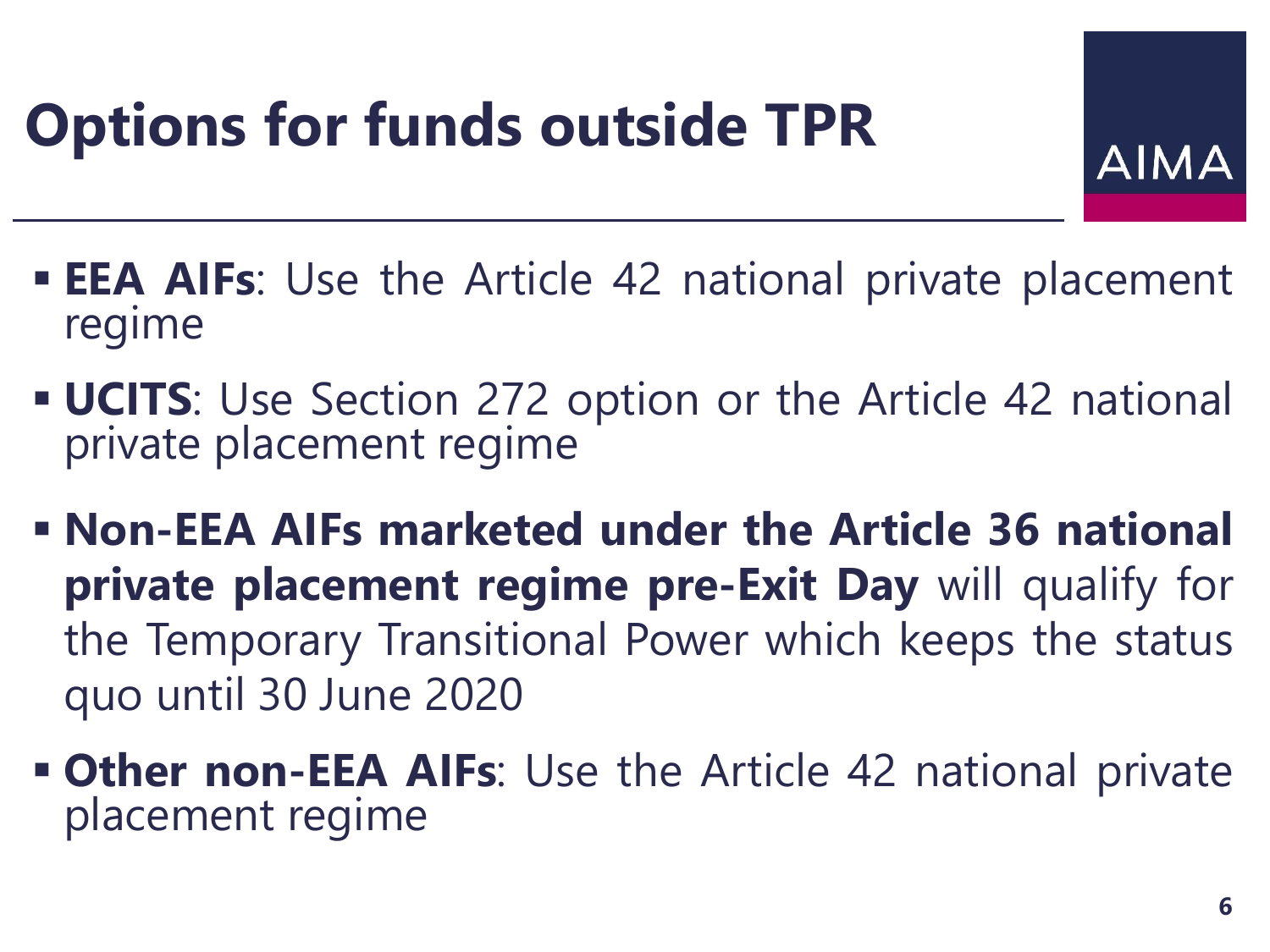# Options for funds outside TPR

- **EEA AIFs**: Use the Article 42 national private placement regime
- **UCITS**: Use Section 272 option or the Article 42 national private placement regime
- **Non-EEA AIFs marketed under the Article 36 national private placement regime pre-Exit Day** will qualify for the Temporary Transitional Power which keeps the status quo until 30 June 2020
- **Other non-EEA AIFs**: Use the Article 42 national private placement regime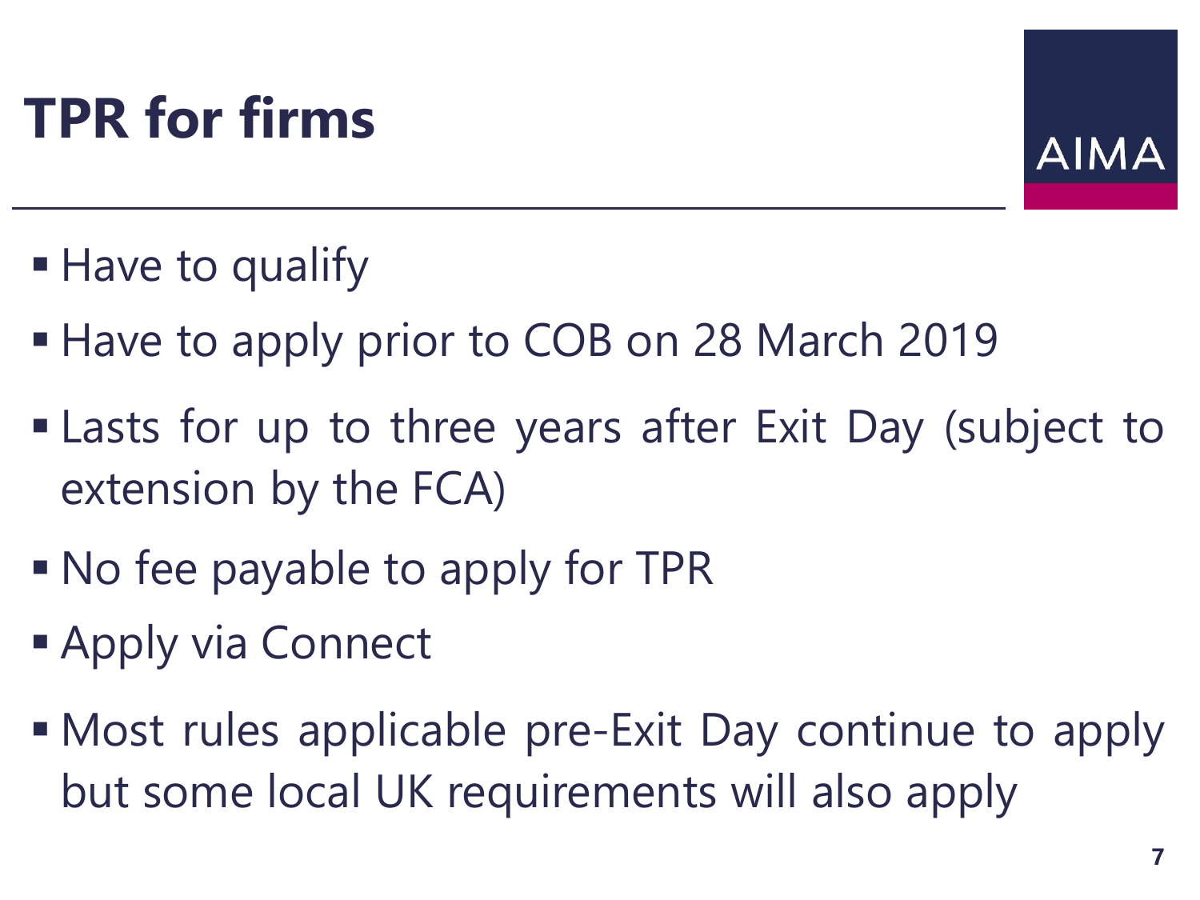# TPR for firms

- Have to qualify
- Have to apply prior to COB on 28 March 2019
- Lasts for up to three years after Exit Day (subject to extension by the FCA)
- No fee payable to apply for TPR
- Apply via Connect
- Most rules applicable pre-Exit Day continue to apply but some local UK requirements will also apply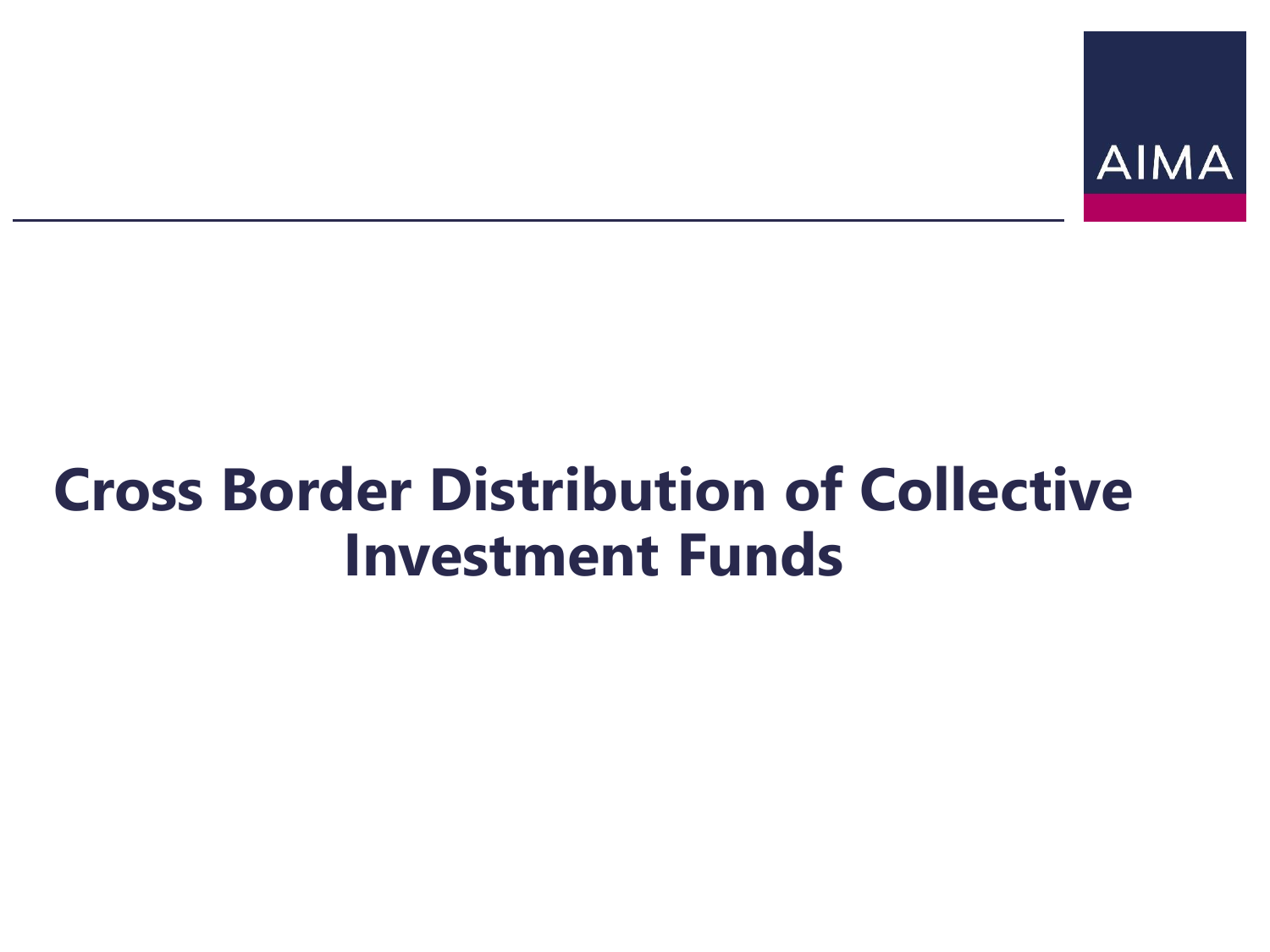# Cross Border Distribution of Collective Investment Funds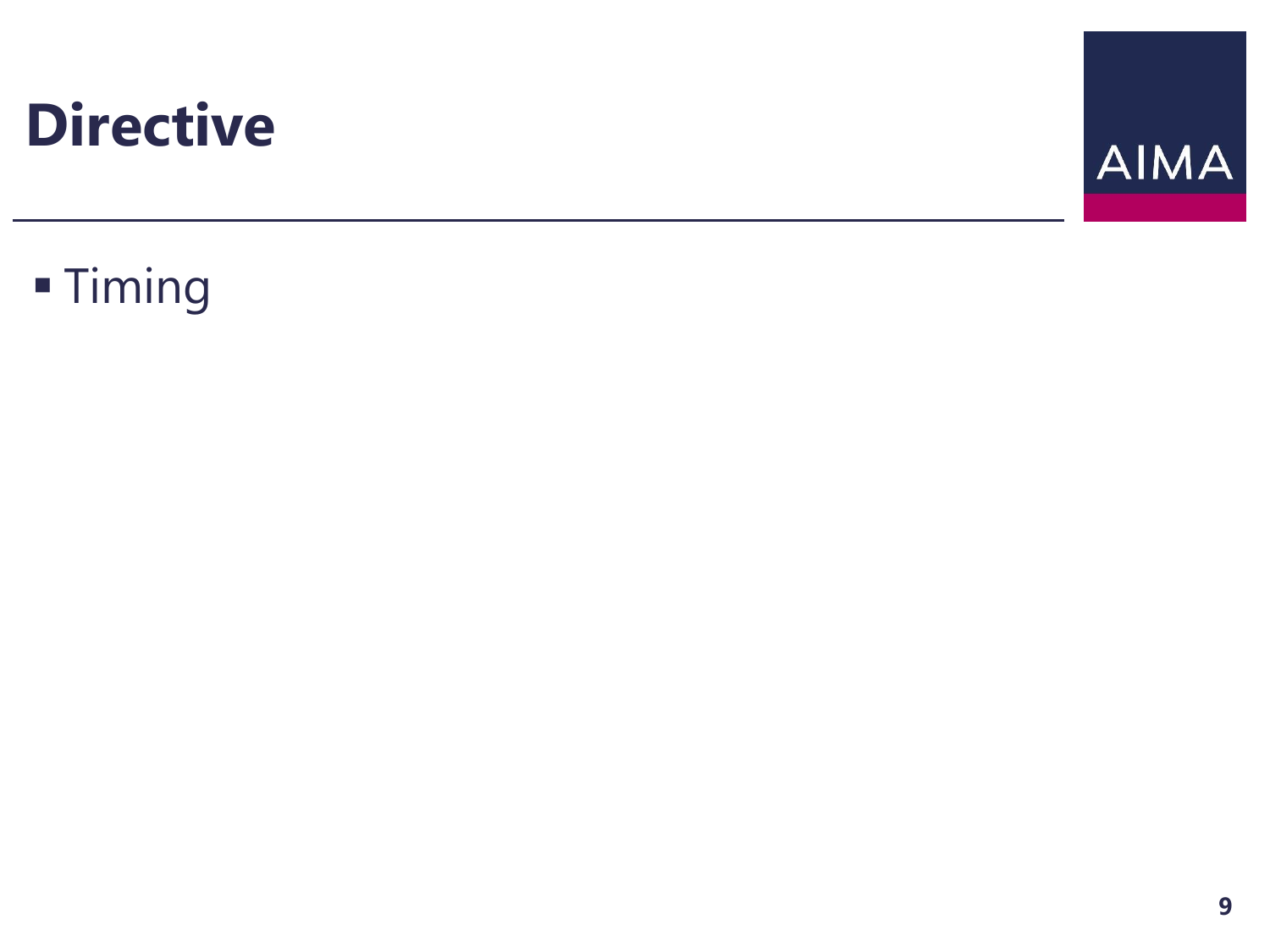# Directive

- Timing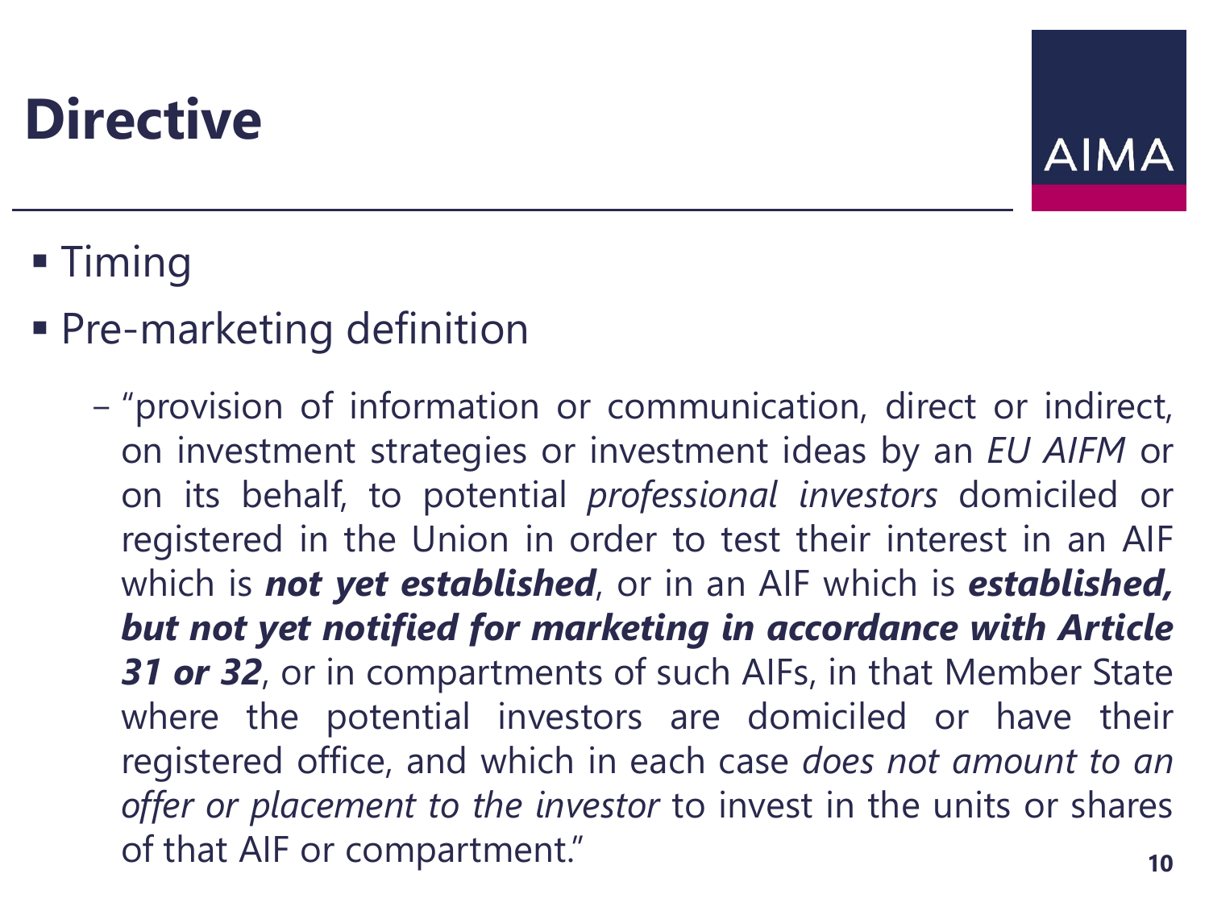# Directive

- Timing
- Pre-marketing definition
  - "provision of information or communication, direct or indirect, on investment strategies or investment ideas by an *EU AIFM* or on its behalf, to potential *professional investors* domiciled or registered in the Union in order to test their interest in an AIF which is ***not yet established***, or in an AIF which is ***established, but not yet notified for marketing in accordance with Article 31 or 32***, or in compartments of such AIFs, in that Member State where the potential investors are domiciled or have their registered office, and which in each case *does not amount to an offer or placement to the investor* to invest in the units or shares of that AIF or compartment."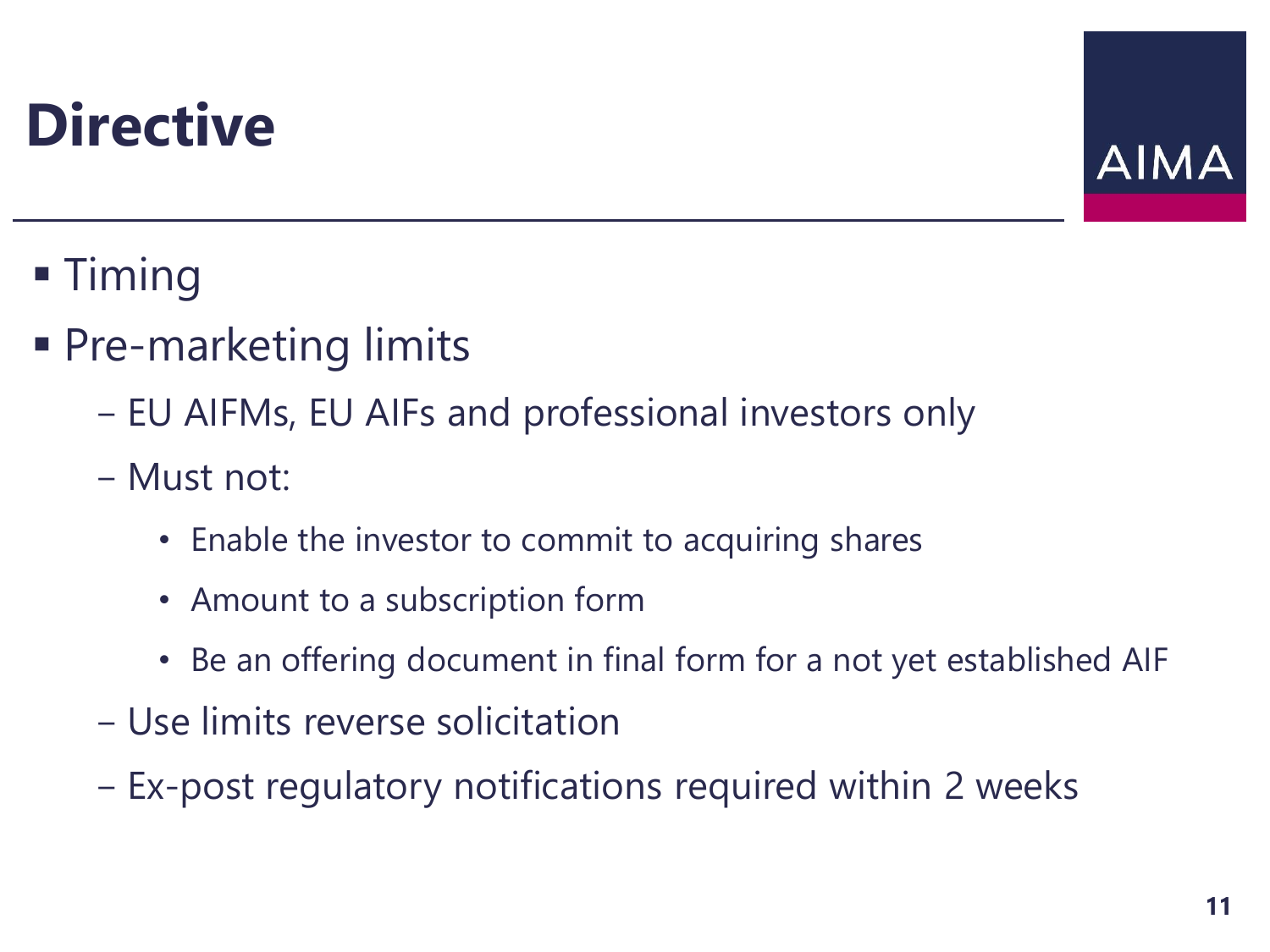# Directive

- Timing
- Pre-marketing limits
  - EU AIFMs, EU AIFs and professional investors only
  - Must not:
    - Enable the investor to commit to acquiring shares
    - Amount to a subscription form
    - Be an offering document in final form for a not yet established AIF
  - Use limits reverse solicitation
  - Ex-post regulatory notifications required within 2 weeks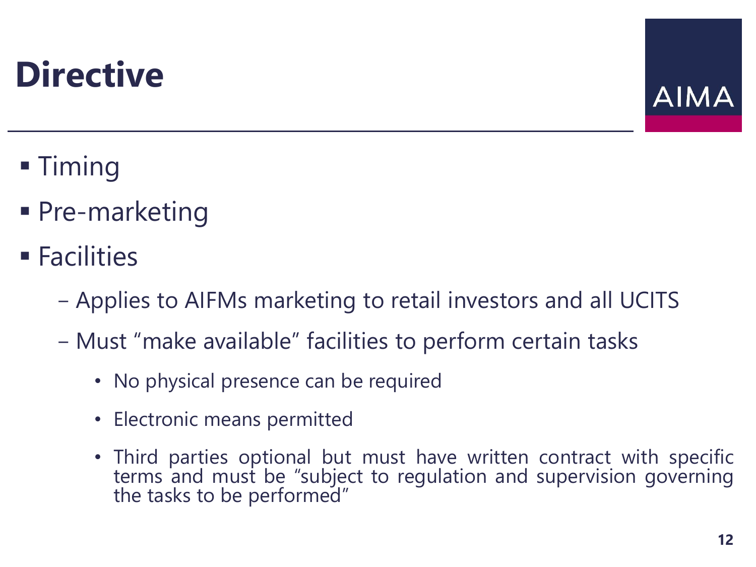# Directive

- Timing
- Pre-marketing
- Facilities
  - Applies to AIFMs marketing to retail investors and all UCITS
  - Must "make available" facilities to perform certain tasks
    - No physical presence can be required
    - Electronic means permitted
    - Third parties optional but must have written contract with specific terms and must be "subject to regulation and supervision governing the tasks to be performed"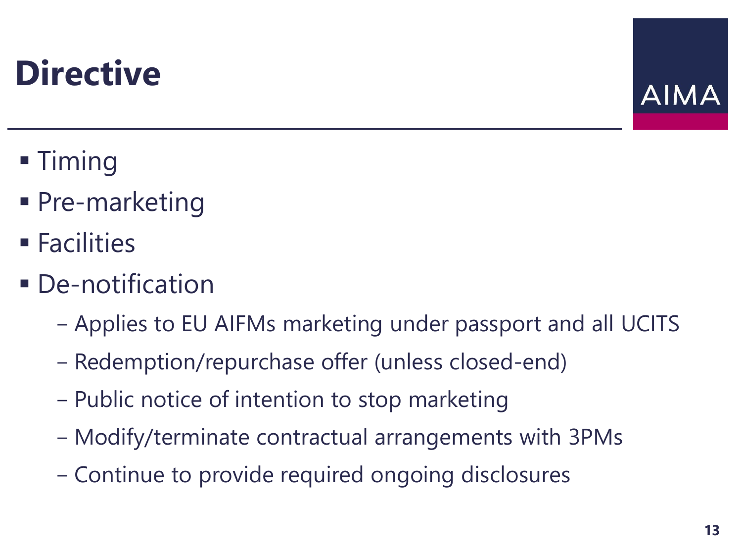# Directive

- Timing
- Pre-marketing
- Facilities
- De-notification
  - Applies to EU AIFMs marketing under passport and all UCITS
  - Redemption/repurchase offer (unless closed-end)
  - Public notice of intention to stop marketing
  - Modify/terminate contractual arrangements with 3PMs
  - Continue to provide required ongoing disclosures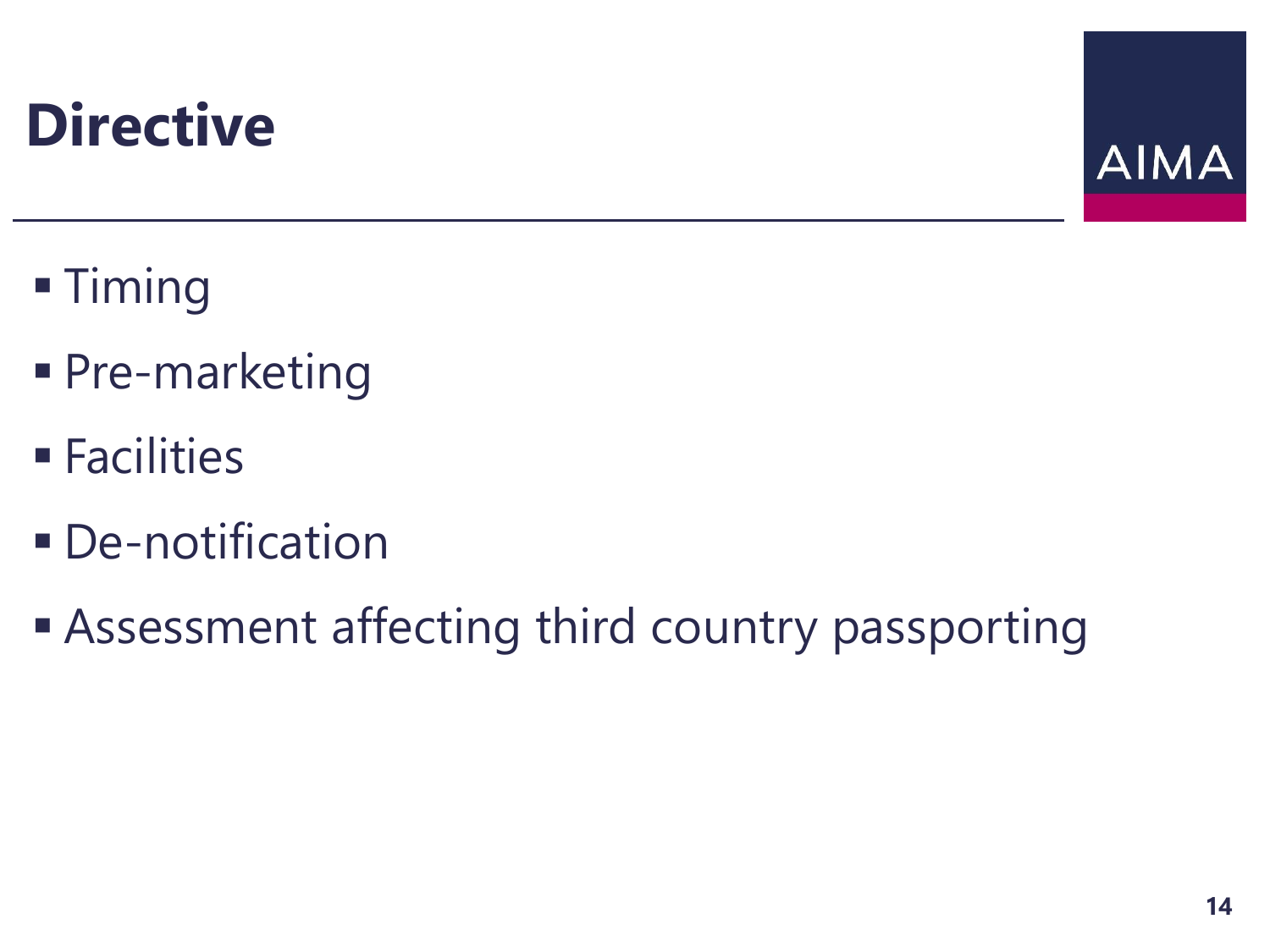# Directive

- Timing
- Pre-marketing
- Facilities
- De-notification
- Assessment affecting third country passporting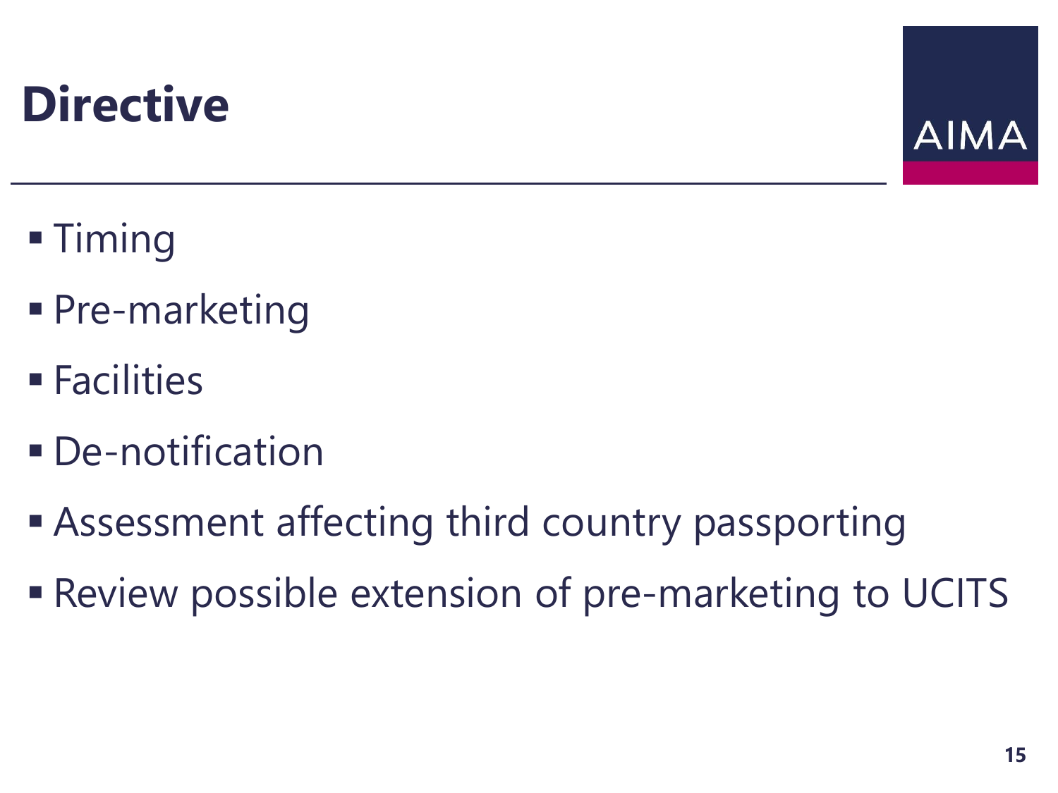# Directive

- Timing
- Pre-marketing
- Facilities
- De-notification
- Assessment affecting third country passporting
- Review possible extension of pre-marketing to UCITS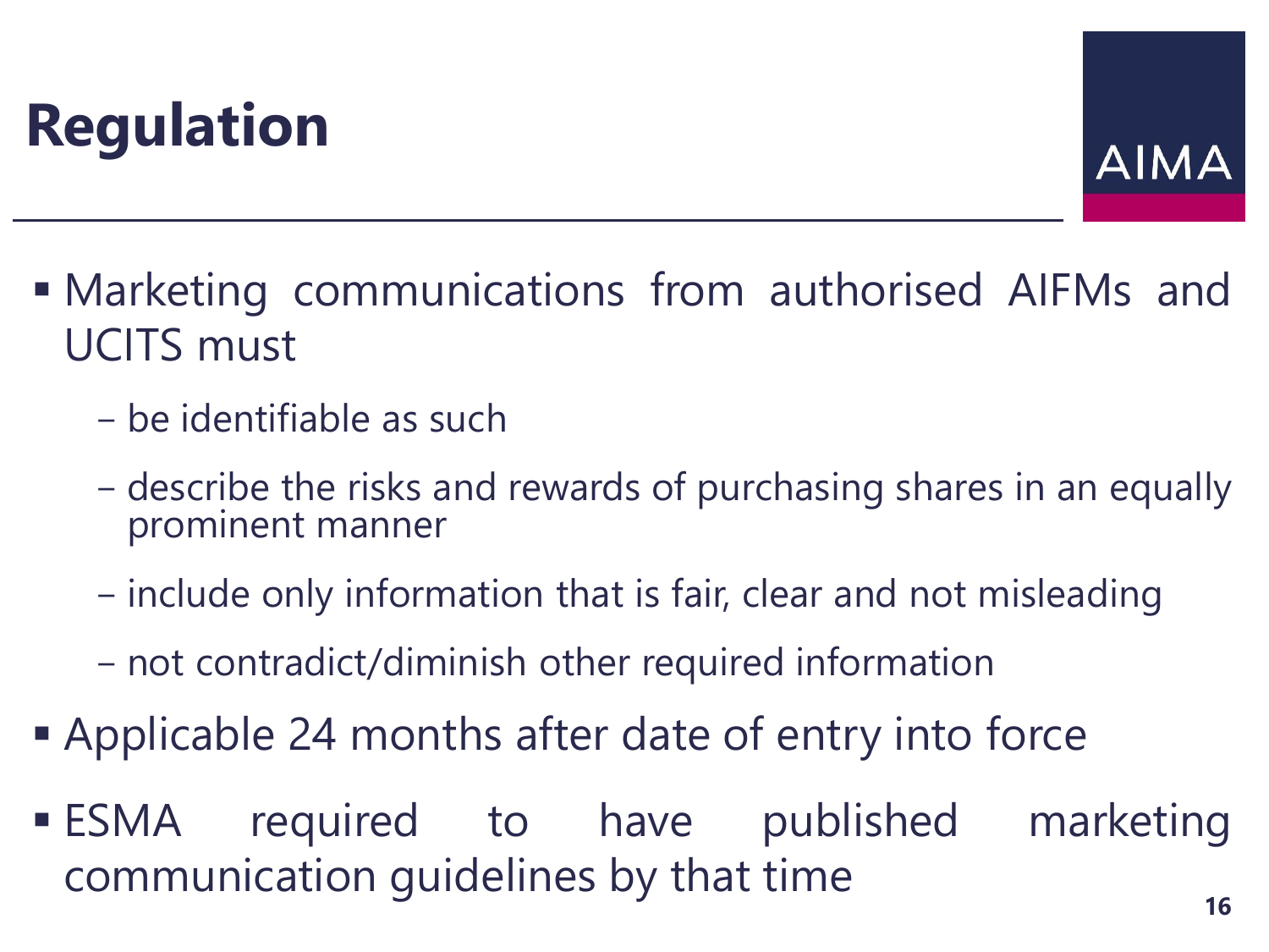# Regulation

- Marketing communications from authorised AIFMs and UCITS must
  - be identifiable as such
  - describe the risks and rewards of purchasing shares in an equally prominent manner
  - include only information that is fair, clear and not misleading
  - not contradict/diminish other required information
- Applicable 24 months after date of entry into force
- ESMA required to have published marketing communication guidelines by that time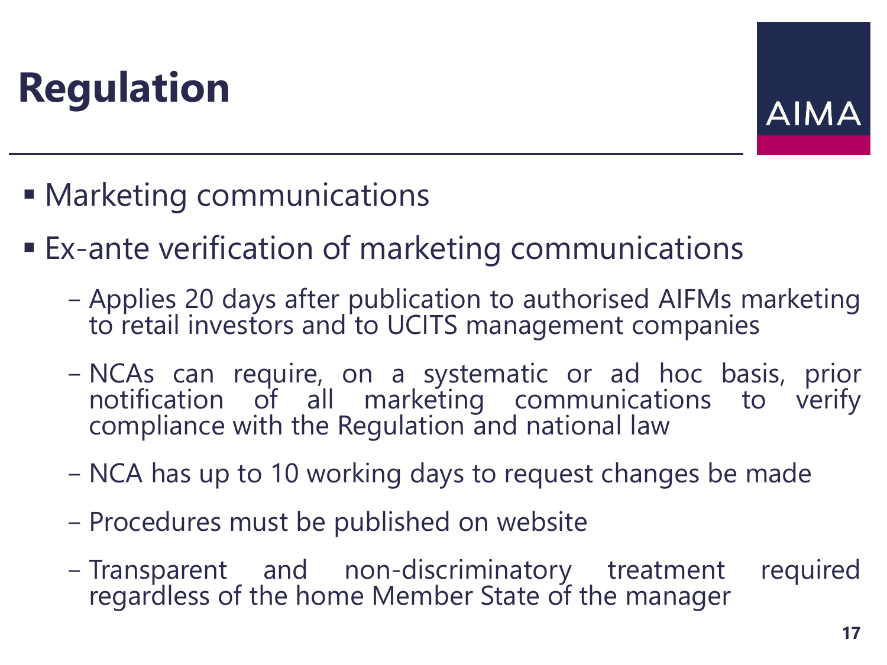# Regulation

- Marketing communications
- Ex-ante verification of marketing communications
  - Applies 20 days after publication to authorised AIFMs marketing to retail investors and to UCITS management companies
  - NCAs can require, on a systematic or ad hoc basis, prior notification of all marketing communications to verify compliance with the Regulation and national law
  - NCA has up to 10 working days to request changes be made
  - Procedures must be published on website
  - Transparent and non-discriminatory treatment required regardless of the home Member State of the manager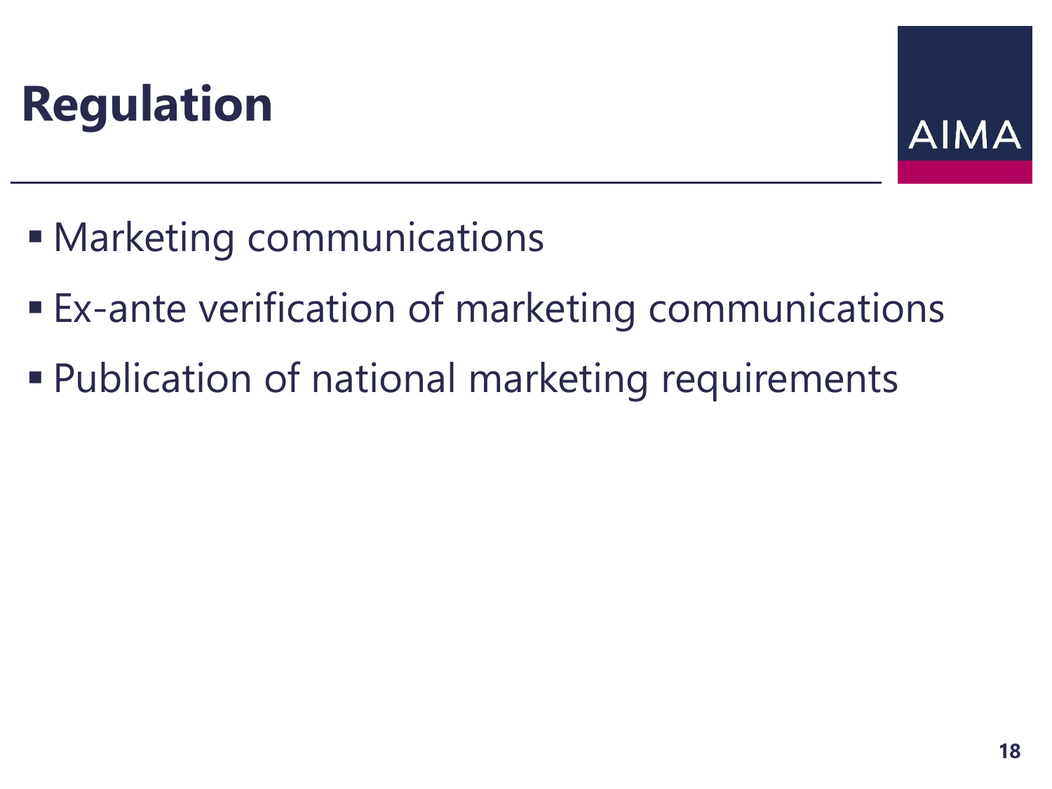# Regulation

- Marketing communications
- Ex-ante verification of marketing communications
- Publication of national marketing requirements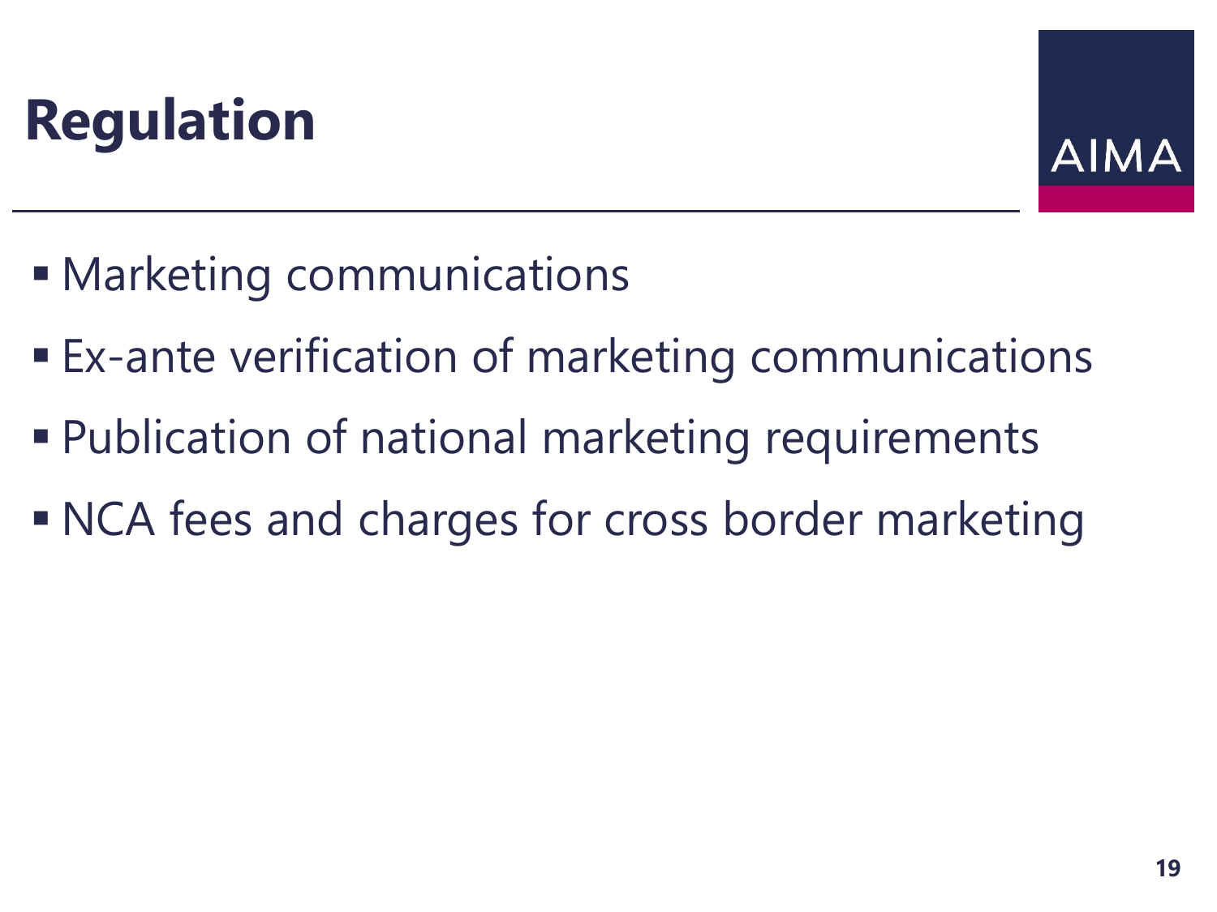# Regulation

- Marketing communications
- Ex-ante verification of marketing communications
- Publication of national marketing requirements
- NCA fees and charges for cross border marketing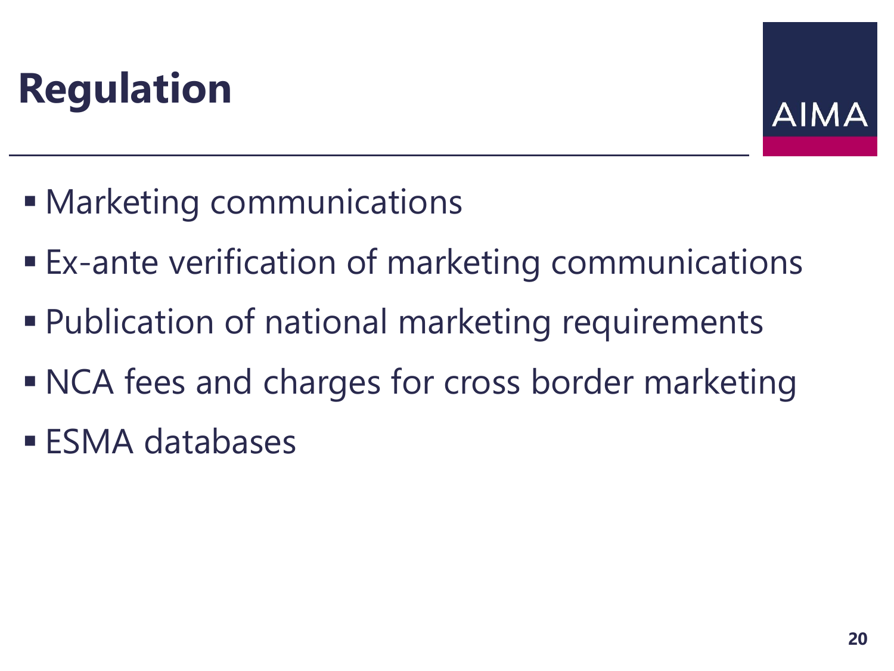# Regulation

- Marketing communications
- Ex-ante verification of marketing communications
- Publication of national marketing requirements
- NCA fees and charges for cross border marketing
- ESMA databases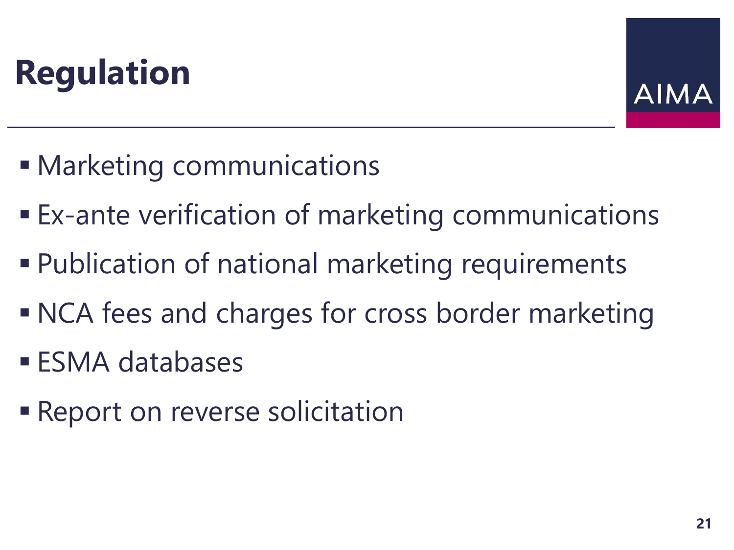# Regulation

- Marketing communications
- Ex-ante verification of marketing communications
- Publication of national marketing requirements
- NCA fees and charges for cross border marketing
- ESMA databases
- Report on reverse solicitation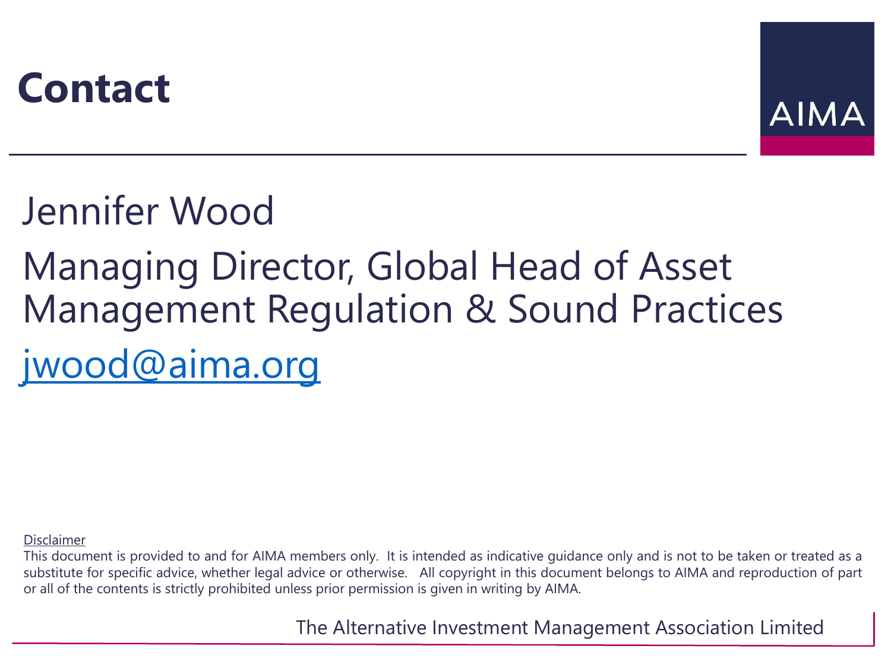# Contact

AIMA

Jennifer Wood

Managing Director, Global Head of Asset Management Regulation & Sound Practices

jwood@aima.org

Disclaimer

This document is provided to and for AIMA members only. It is intended as indicative guidance only and is not to be taken or treated as a substitute for specific advice, whether legal advice or otherwise. All copyright in this document belongs to AIMA and reproduction of part or all of the contents is strictly prohibited unless prior permission is given in writing by AIMA.

The Alternative Investment Management Association Limited